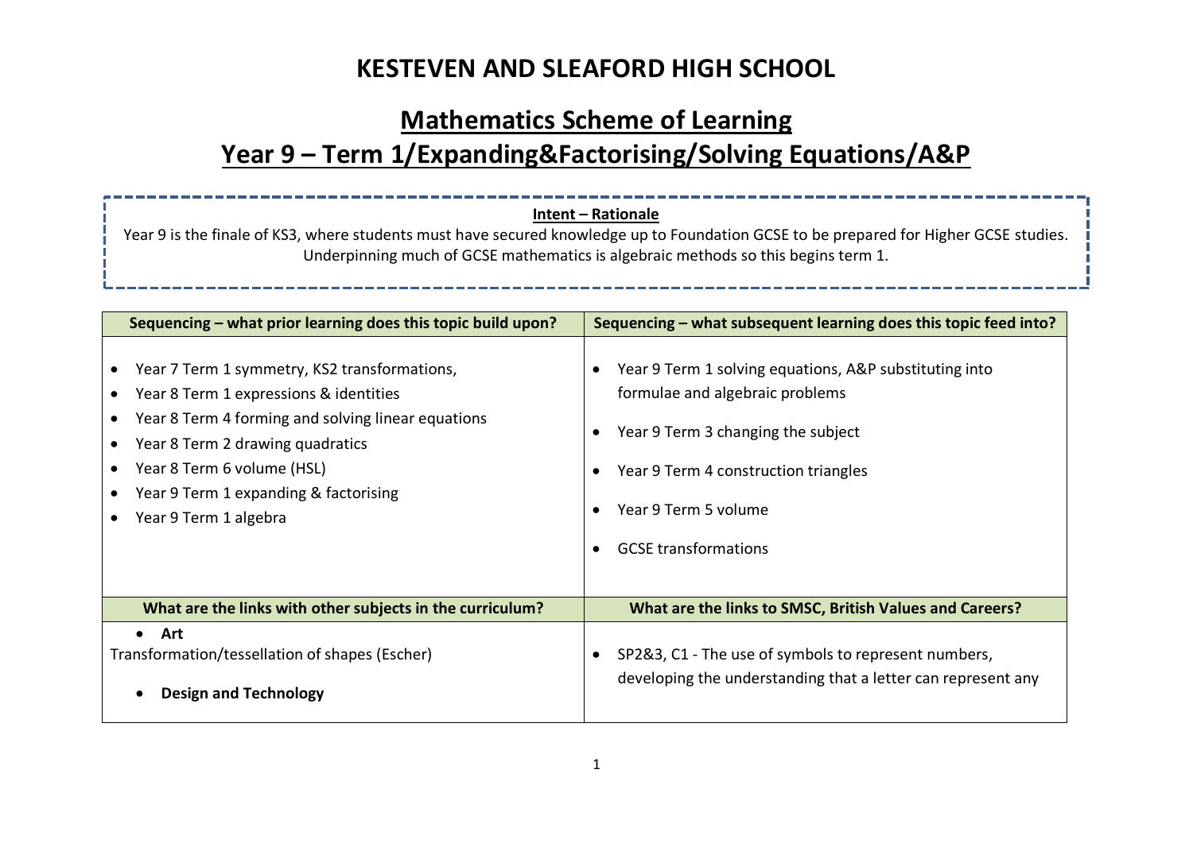# KESTEVEN AND SLEAFORD HIGH SCHOOL

## Mathematics Scheme of Learning

## Year 9 – Term 1/Expanding&Factorising/Solving Equations/A&P

**Intent – Rationale**

Year 9 is the finale of KS3, where students must have secured knowledge up to Foundation GCSE to be prepared for Higher GCSE studies. Underpinning much of GCSE mathematics is algebraic methods so this begins term 1.

| Sequencing – what prior learning does this topic build upon? | Sequencing – what subsequent learning does this topic feed into? |
|---|---|
| • Year 7 Term 1 symmetry, KS2 transformations,<br>• Year 8 Term 1 expressions & identities<br>• Year 8 Term 4 forming and solving linear equations<br>• Year 8 Term 2 drawing quadratics<br>• Year 8 Term 6 volume (HSL)<br>• Year 9 Term 1 expanding & factorising<br>• Year 9 Term 1 algebra | • Year 9 Term 1 solving equations, A&P substituting into formulae and algebraic problems<br>• Year 9 Term 3 changing the subject<br>• Year 9 Term 4 construction triangles<br>• Year 9 Term 5 volume<br>• GCSE transformations |
| **What are the links with other subjects in the curriculum?** | **What are the links to SMSC, British Values and Careers?** |
| • **Art**<br>Transformation/tessellation of shapes (Escher)<br>• **Design and Technology** | • SP2&3, C1 - The use of symbols to represent numbers, developing the understanding that a letter can represent any |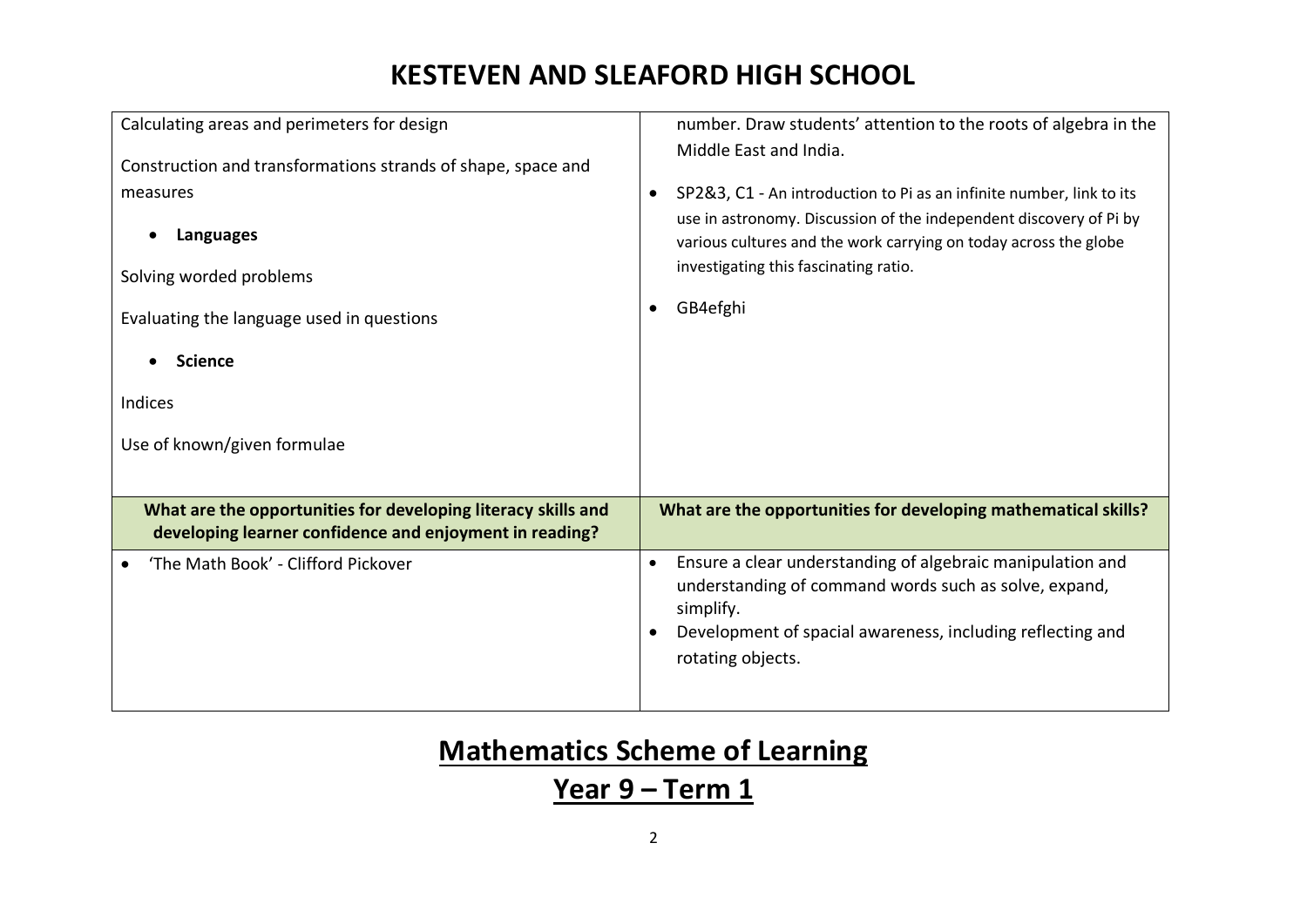# KESTEVEN AND SLEAFORD HIGH SCHOOL

<table>
<tr>
<td>

Calculating areas and perimeters for design

Construction and transformations strands of shape, space and measures

- **Languages**

Solving worded problems

Evaluating the language used in questions

- **Science**

Indices

Use of known/given formulae

</td>
<td>

number. Draw students' attention to the roots of algebra in the Middle East and India.

- SP2&3, C1 - An introduction to Pi as an infinite number, link to its use in astronomy. Discussion of the independent discovery of Pi by various cultures and the work carrying on today across the globe investigating this fascinating ratio.
- GB4efghi

</td>
</tr>
<tr>
<th>What are the opportunities for developing literacy skills and developing learner confidence and enjoyment in reading?</th>
<th>What are the opportunities for developing mathematical skills?</th>
</tr>
<tr>
<td>

- 'The Math Book' - Clifford Pickover

</td>
<td>

- Ensure a clear understanding of algebraic manipulation and understanding of command words such as solve, expand, simplify.
- Development of spacial awareness, including reflecting and rotating objects.

</td>
</tr>
</table>

## Mathematics Scheme of Learning

## Year 9 – Term 1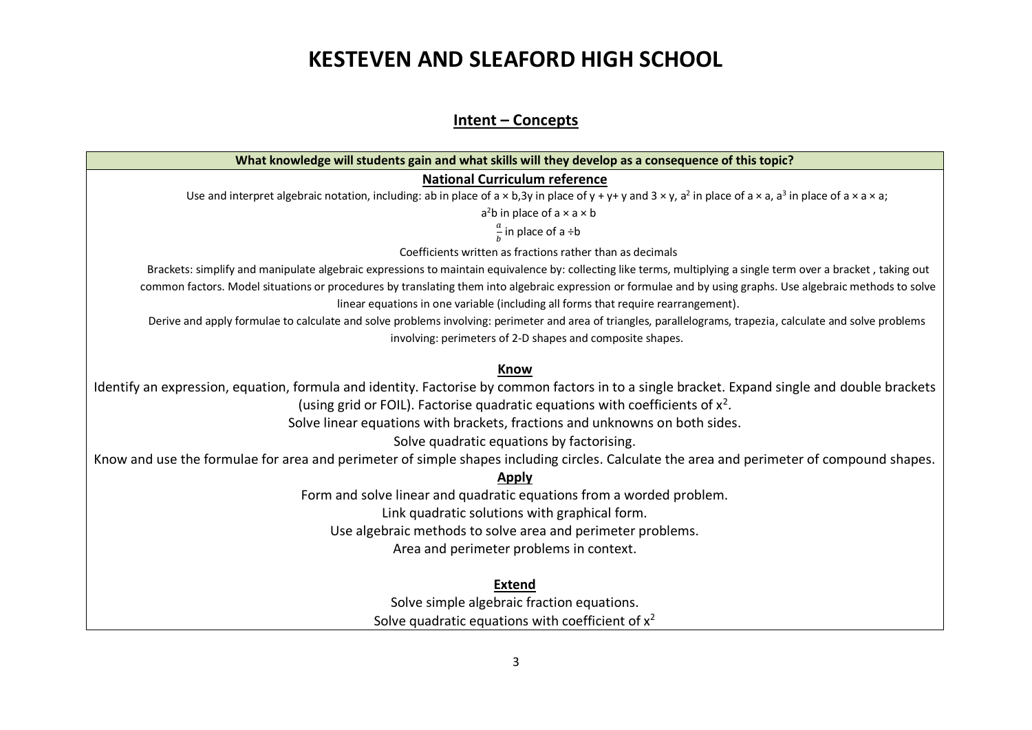# KESTEVEN AND SLEAFORD HIGH SCHOOL

## Intent – Concepts

**What knowledge will students gain and what skills will they develop as a consequence of this topic?**

**National Curriculum reference**

Use and interpret algebraic notation, including: ab in place of a × b,3y in place of y + y+ y and 3 × y, $a^2$ in place of a × a, $a^3$ in place of a × a × a;

$a^2b$ in place of a × a × b

$\frac{a}{b}$ in place of a ÷b

Coefficients written as fractions rather than as decimals

Brackets: simplify and manipulate algebraic expressions to maintain equivalence by: collecting like terms, multiplying a single term over a bracket , taking out common factors. Model situations or procedures by translating them into algebraic expression or formulae and by using graphs. Use algebraic methods to solve linear equations in one variable (including all forms that require rearrangement).

Derive and apply formulae to calculate and solve problems involving: perimeter and area of triangles, parallelograms, trapezia, calculate and solve problems involving: perimeters of 2-D shapes and composite shapes.

**Know**

Identify an expression, equation, formula and identity. Factorise by common factors in to a single bracket. Expand single and double brackets (using grid or FOIL). Factorise quadratic equations with coefficients of $x^2$.

Solve linear equations with brackets, fractions and unknowns on both sides.

Solve quadratic equations by factorising.

Know and use the formulae for area and perimeter of simple shapes including circles. Calculate the area and perimeter of compound shapes.

**Apply**

Form and solve linear and quadratic equations from a worded problem.

Link quadratic solutions with graphical form.

Use algebraic methods to solve area and perimeter problems.

Area and perimeter problems in context.

**Extend**

Solve simple algebraic fraction equations.

Solve quadratic equations with coefficient of $x^2$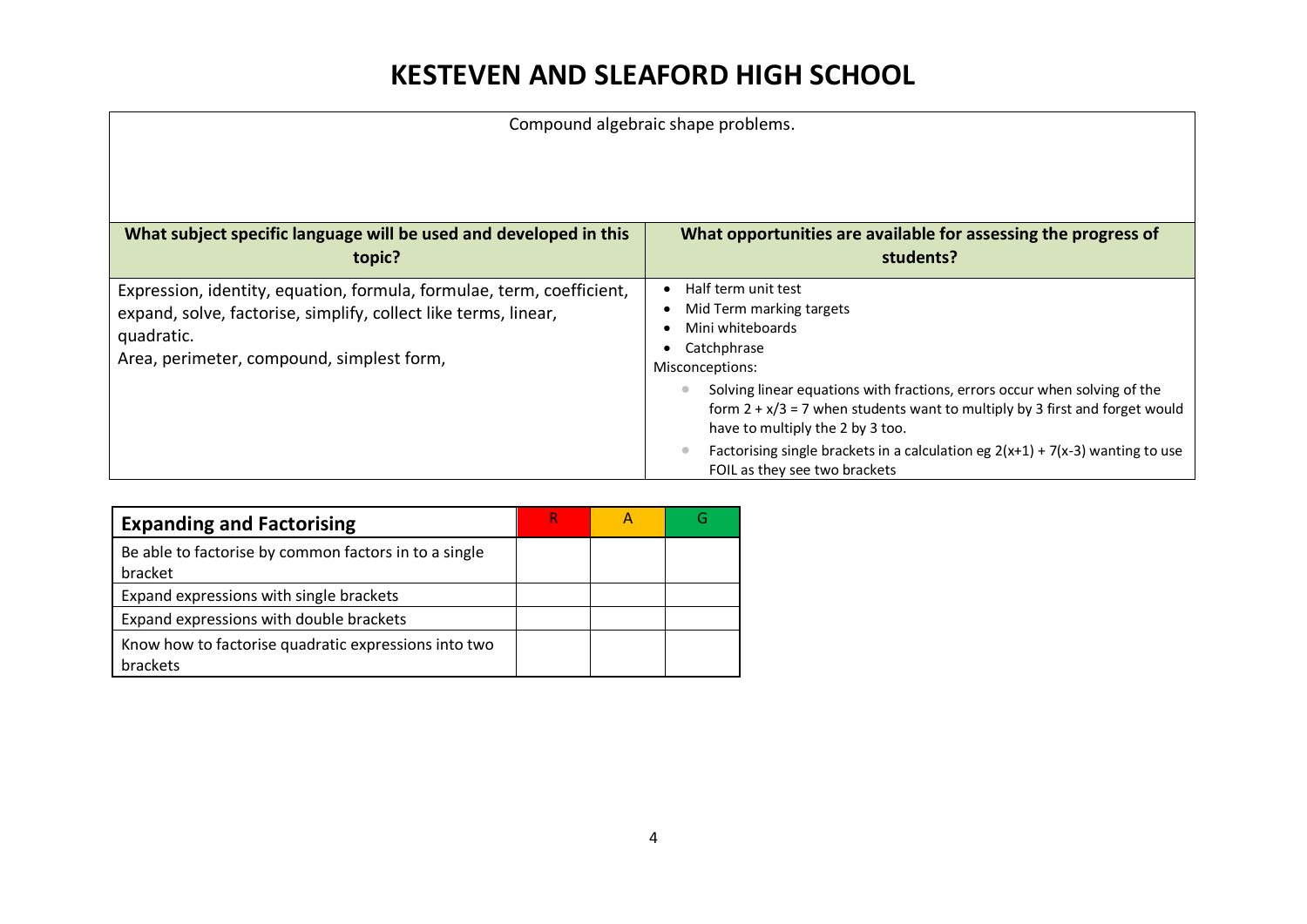# KESTEVEN AND SLEAFORD HIGH SCHOOL

| Compound algebraic shape problems. | |
|---|---|
| **What subject specific language will be used and developed in this topic?** | **What opportunities are available for assessing the progress of students?** |
| Expression, identity, equation, formula, formulae, term, coefficient, expand, solve, factorise, simplify, collect like terms, linear, quadratic.<br>Area, perimeter, compound, simplest form, | • Half term unit test<br>• Mid Term marking targets<br>• Mini whiteboards<br>• Catchphrase<br>Misconceptions:<br>• Solving linear equations with fractions, errors occur when solving of the form $2 + x/3 = 7$ when students want to multiply by 3 first and forget would have to multiply the 2 by 3 too.<br>• Factorising single brackets in a calculation eg $2(x+1) + 7(x-3)$ wanting to use FOIL as they see two brackets |

| Expanding and Factorising | R | A | G |
|---|---|---|---|
| Be able to factorise by common factors in to a single bracket | | | |
| Expand expressions with single brackets | | | |
| Expand expressions with double brackets | | | |
| Know how to factorise quadratic expressions into two brackets | | | |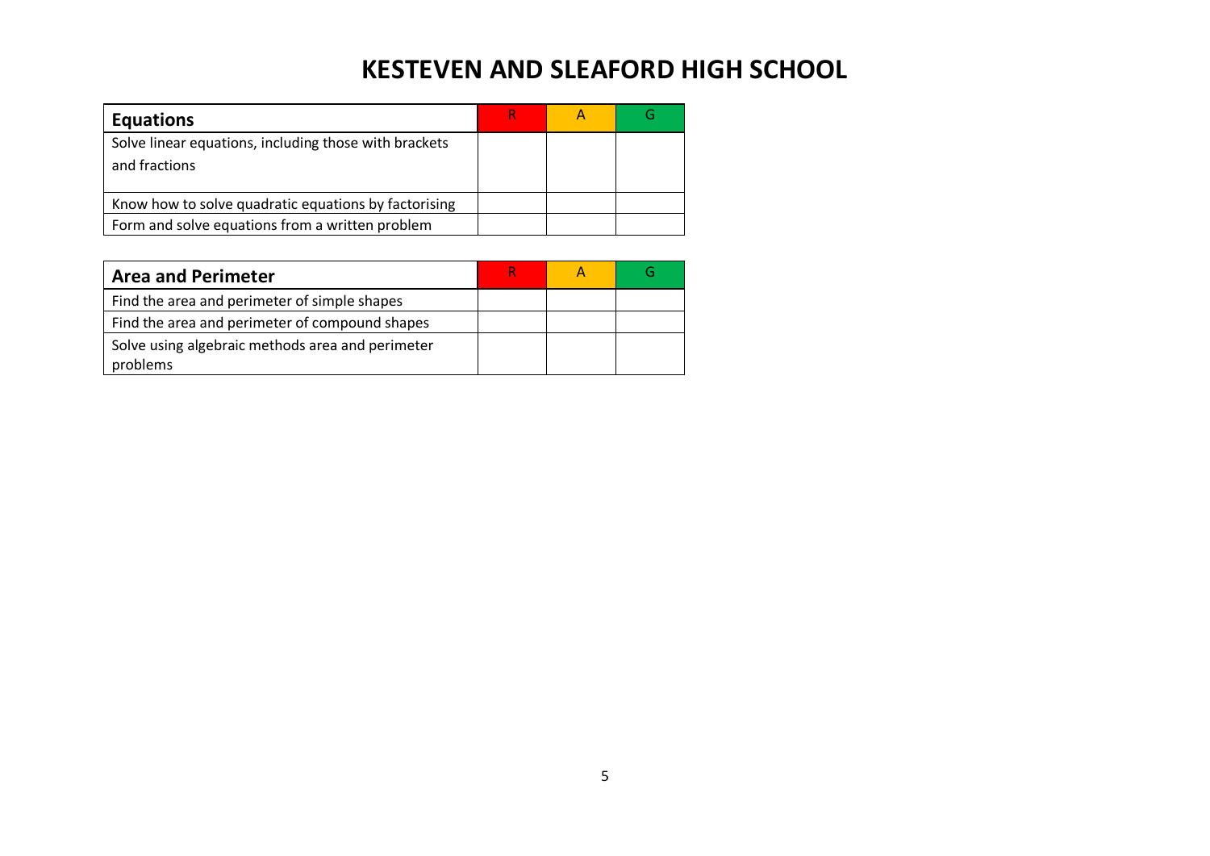# KESTEVEN AND SLEAFORD HIGH SCHOOL

| Equations | R | A | G |
| --- | --- | --- | --- |
| Solve linear equations, including those with brackets and fractions | | | |
| Know how to solve quadratic equations by factorising | | | |
| Form and solve equations from a written problem | | | |

| Area and Perimeter | R | A | G |
| --- | --- | --- | --- |
| Find the area and perimeter of simple shapes | | | |
| Find the area and perimeter of compound shapes | | | |
| Solve using algebraic methods area and perimeter problems | | | |